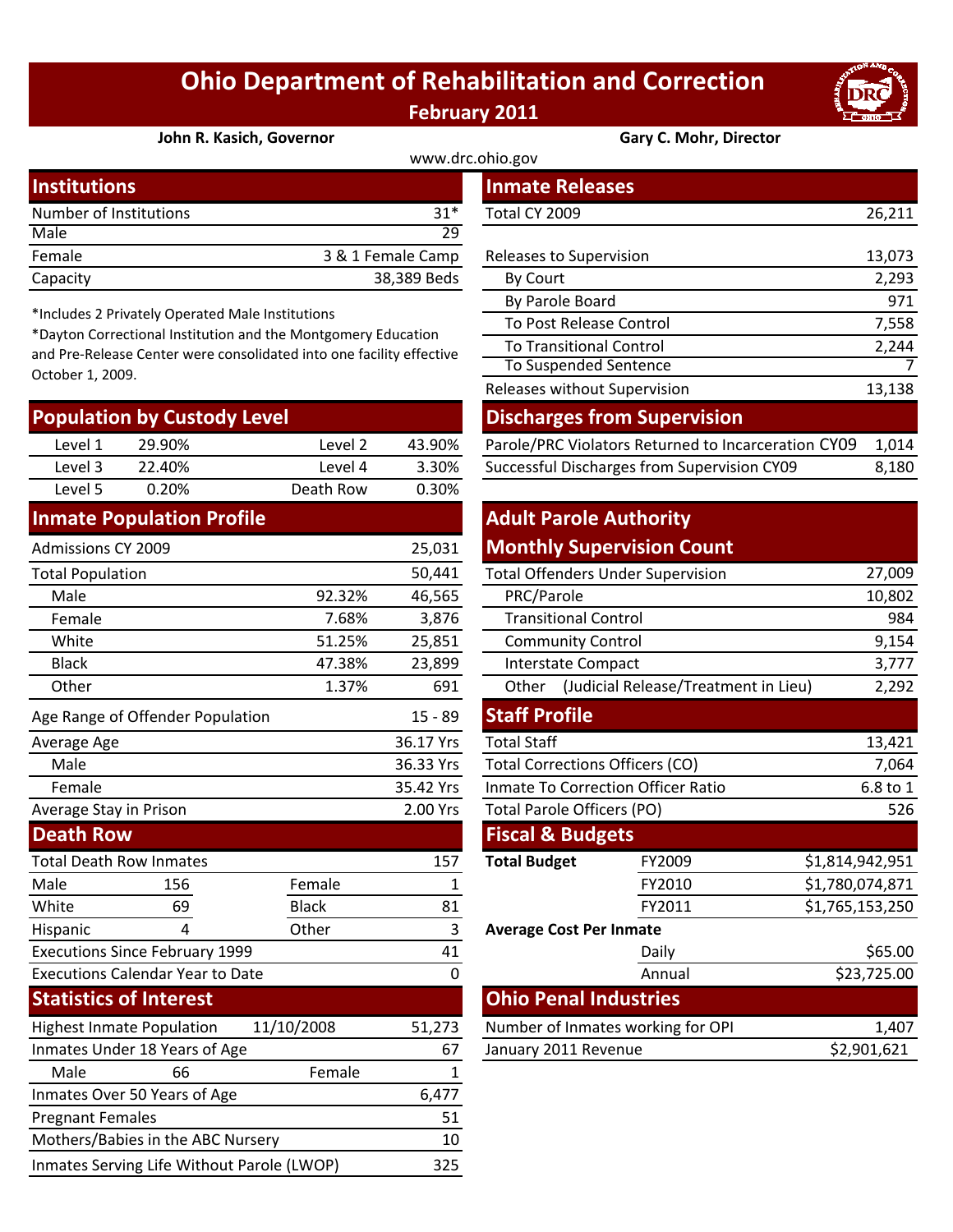# Ohio Department of Rehabilitation and Correction

## February 2011

**John R. Kasich, Governor** | **Gary C. Mohr, Director**

www.drc.ohio.gov

## Institutions

| | |
|---|---|
| Number of Institutions | 31* |
| Male | 29 |
| Female | 3 & 1 Female Camp |
| Capacity | 38,389 Beds |

*Includes 2 Privately Operated Male Institutions
*Dayton Correctional Institution and the Montgomery Education and Pre-Release Center were consolidated into one facility effective October 1, 2009.

## Population by Custody Level

| | | | |
|---|---|---|---|
| Level 1 | 29.90% | Level 2 | 43.90% |
| Level 3 | 22.40% | Level 4 | 3.30% |
| Level 5 | 0.20% | Death Row | 0.30% |

## Inmate Population Profile

| | | |
|---|---|---|
| Admissions CY 2009 | | 25,031 |
| Total Population | | 50,441 |
| Male | 92.32% | 46,565 |
| Female | 7.68% | 3,876 |
| White | 51.25% | 25,851 |
| Black | 47.38% | 23,899 |
| Other | 1.37% | 691 |
| Age Range of Offender Population | | 15 - 89 |
| Average Age | | 36.17 Yrs |
| Male | | 36.33 Yrs |
| Female | | 35.42 Yrs |
| Average Stay in Prison | | 2.00 Yrs |

## Death Row

| | | | |
|---|---|---|---|
| Total Death Row Inmates | | | 157 |
| Male | 156 | Female | 1 |
| White | 69 | Black | 81 |
| Hispanic | 4 | Other | 3 |
| Executions Since February 1999 | | | 41 |
| Executions Calendar Year to Date | | | 0 |

## Statistics of Interest

| | | | |
|---|---|---|---|
| Highest Inmate Population | 11/10/2008 | | 51,273 |
| Inmates Under 18 Years of Age | | | 67 |
| Male | 66 | Female | 1 |
| Inmates Over 50 Years of Age | | | 6,477 |
| Pregnant Females | | | 51 |
| Mothers/Babies in the ABC Nursery | | | 10 |
| Inmates Serving Life Without Parole (LWOP) | | | 325 |

## Inmate Releases

| | |
|---|---|
| Total CY 2009 | 26,211 |
| Releases to Supervision | 13,073 |
| By Court | 2,293 |
| By Parole Board | 971 |
| To Post Release Control | 7,558 |
| To Transitional Control | 2,244 |
| To Suspended Sentence | 7 |
| Releases without Supervision | 13,138 |

## Discharges from Supervision

| | |
|---|---|
| Parole/PRC Violators Returned to Incarceration CY09 | 1,014 |
| Successful Discharges from Supervision CY09 | 8,180 |

## Adult Parole Authority Monthly Supervision Count

| | |
|---|---|
| Total Offenders Under Supervision | 27,009 |
| PRC/Parole | 10,802 |
| Transitional Control | 984 |
| Community Control | 9,154 |
| Interstate Compact | 3,777 |
| Other (Judicial Release/Treatment in Lieu) | 2,292 |

## Staff Profile

| | |
|---|---|
| Total Staff | 13,421 |
| Total Corrections Officers (CO) | 7,064 |
| Inmate To Correction Officer Ratio | 6.8 to 1 |
| Total Parole Officers (PO) | 526 |

## Fiscal & Budgets

| | | |
|---|---|---|
| **Total Budget** | FY2009 | $1,814,942,951 |
| | FY2010 | $1,780,074,871 |
| | FY2011 | $1,765,153,250 |
| **Average Cost Per Inmate** | | |
| | Daily | $65.00 |
| | Annual | $23,725.00 |

## Ohio Penal Industries

| | |
|---|---|
| Number of Inmates working for OPI | 1,407 |
| January 2011 Revenue | $2,901,621 |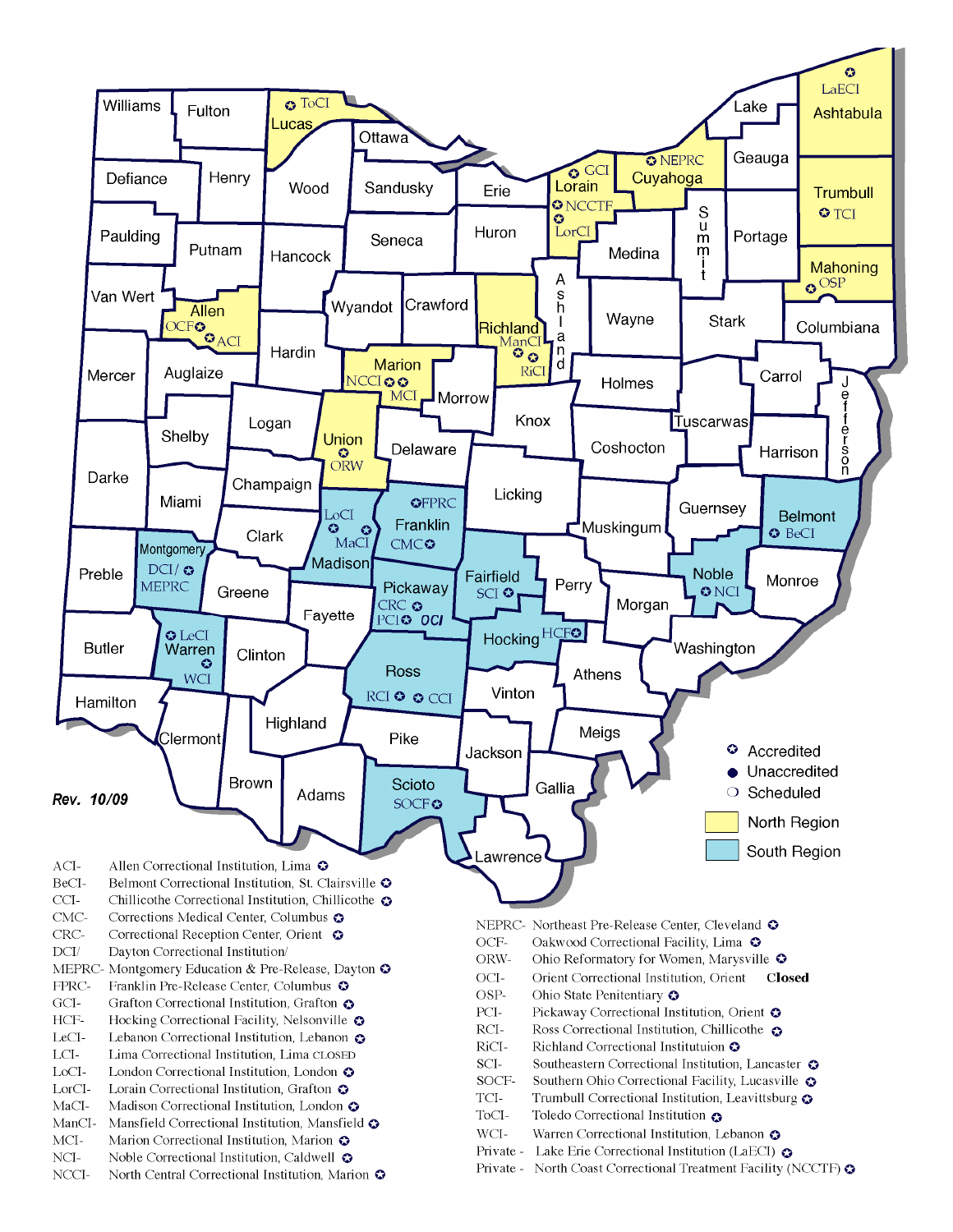Rev. 10/09

- ✪ Accredited
- ● Unaccredited
- ❍ Scheduled
- North Region
- South Region

ACI- Allen Correctional Institution, Lima ✪
BeCI- Belmont Correctional Institution, St. Clairsville ✪
CCI- Chillicothe Correctional Institution, Chillicothe ✪
CMC- Corrections Medical Center, Columbus ✪
CRC- Correctional Reception Center, Orient ✪
DCI/ Dayton Correctional Institution/
MEPRC- Montgomery Education & Pre-Release, Dayton ✪
FPRC- Franklin Pre-Release Center, Columbus ✪
GCI- Grafton Correctional Institution, Grafton ✪
HCF- Hocking Correctional Facility, Nelsonville ✪
LeCI- Lebanon Correctional Institution, Lebanon ✪
LCI- Lima Correctional Institution, Lima CLOSED
LoCI- London Correctional Institution, London ✪
LorCI- Lorain Correctional Institution, Grafton ✪
MaCI- Madison Correctional Institution, London ✪
ManCI- Mansfield Correctional Institution, Mansfield ✪
MCI- Marion Correctional Institution, Marion ✪
NCI- Noble Correctional Institution, Caldwell ✪
NCCI- North Central Correctional Institution, Marion ✪

NEPRC- Northeast Pre-Release Center, Cleveland ✪
OCF- Oakwood Correctional Facility, Lima ✪
ORW- Ohio Reformatory for Women, Marysville ✪
OCI- Orient Correctional Institution, Orient **Closed**
OSP- Ohio State Penitentiary ✪
PCI- Pickaway Correctional Institution, Orient ✪
RCI- Ross Correctional Institution, Chillicothe ✪
RiCI- Richland Correctional Instituttuion ✪
SCI- Southeastern Correctional Institution, Lancaster ✪
SOCF- Southern Ohio Correctional Facility, Lucasville ✪
TCI- Trumbull Correctional Institution, Leavittsburg ✪
ToCI- Toledo Correctional Institution ✪
WCI- Warren Correctional Institution, Lebanon ✪
Private - Lake Erie Correctional Institution (LaECI) ✪
Private - North Coast Correctional Treatment Facility (NCCTF) ✪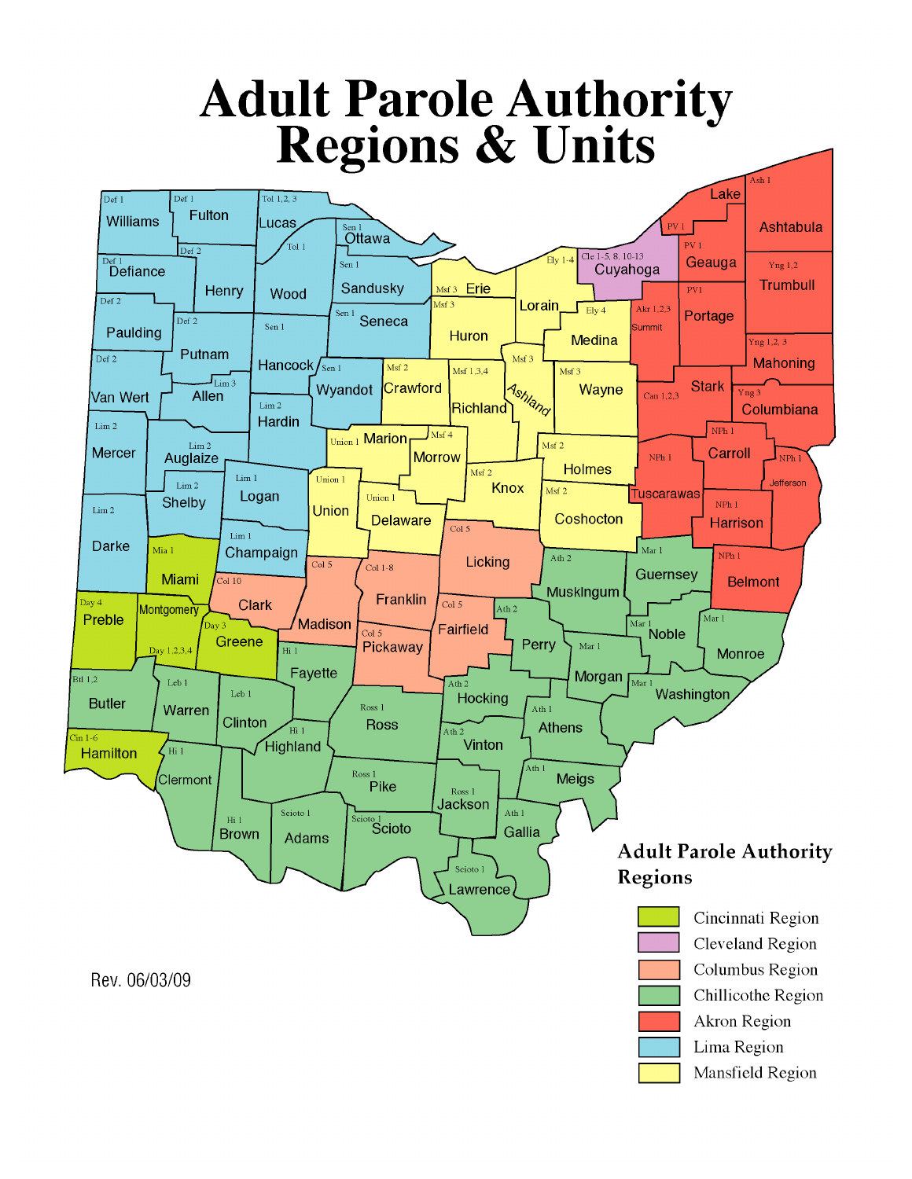# Adult Parole Authority Regions & Units

Def 1
Williams

Def 1
Fulton

Tol 1,2, 3
Lucas

Sen 1
Ottawa

Tol 1

Def 1
Defiance

Def 2
Henry

Wood

Sen 1
Sandusky

Msf 3
Erie

Ely 1-4
Lorain

Cle 1-5, 8, 10-13
Cuyahoga

PV 1
Lake

Ash 1
Ashtabula

PV 1
Geauga

Yng 1,2
Trumbull

Def 2
Paulding

Def 2
Putnam

Sen 1
Hancock

Sen 1
Seneca

Msf 3
Huron

Ely 4
Medina

Akr 1,2,3
Summit

PV1
Portage

Yng 1, 2, 3
Mahoning

Def 2
Van Wert

Lim 3
Allen

Sen 1
Wyandot

Msf 2
Crawford

Msf 1,3,4
Richland

Msf 3
Ashland

Msf 3
Wayne

Can 1,2,3
Stark

Yng 3
Columbiana

Lim 2
Mercer

Lim 2
Auglaize

Lim 2
Hardin

Union 1
Marion

Msf 4
Morrow

Msf 2
Holmes

NPh 1
Carroll

NPh 1
Tuscarawas

NPh 1
Jefferson

Lim 2
Shelby

Lim 1
Logan

Union 1
Union

Union 1
Delaware

Msf 2
Knox

Msf 2
Coshocton

NPh 1
Harrison

Lim 2
Darke

Mia 1
Miami

Lim 1
Champaign

Col 10
Clark

Col 5
Madison

Col 1-8
Franklin

Col 5
Licking

Ath 2
Muskingum

Mar 1
Guernsey

NPh 1
Belmont

Day 4
Preble

Montgomery
Day 1,2,3,4

Day 3
Greene

Hi 1
Fayette

Col 5
Pickaway

Col 5
Fairfield

Ath 2
Perry

Mar 1
Noble

Mar 1
Monroe

Mar 1
Morgan

Mar 1
Washington

Btl 1,2
Butler

Leb 1
Warren

Leb 1
Clinton

Ross 1
Ross

Ath 2
Hocking

Ath 1
Athens

Cin 1-6
Hamilton

Hi 1
Clermont

Hi 1
Highland

Ath 2
Vinton

Ath 1
Meigs

Ross 1
Pike

Ross 1
Jackson

Hi 1
Brown

Scioto 1
Adams

Scioto 1
Scioto

Ath 1
Gallia

Scioto 1
Lawrence

**Adult Parole Authority Regions**

- Cincinnati Region
- Cleveland Region
- Columbus Region
- Chillicothe Region
- Akron Region
- Lima Region
- Mansfield Region

Rev. 06/03/09